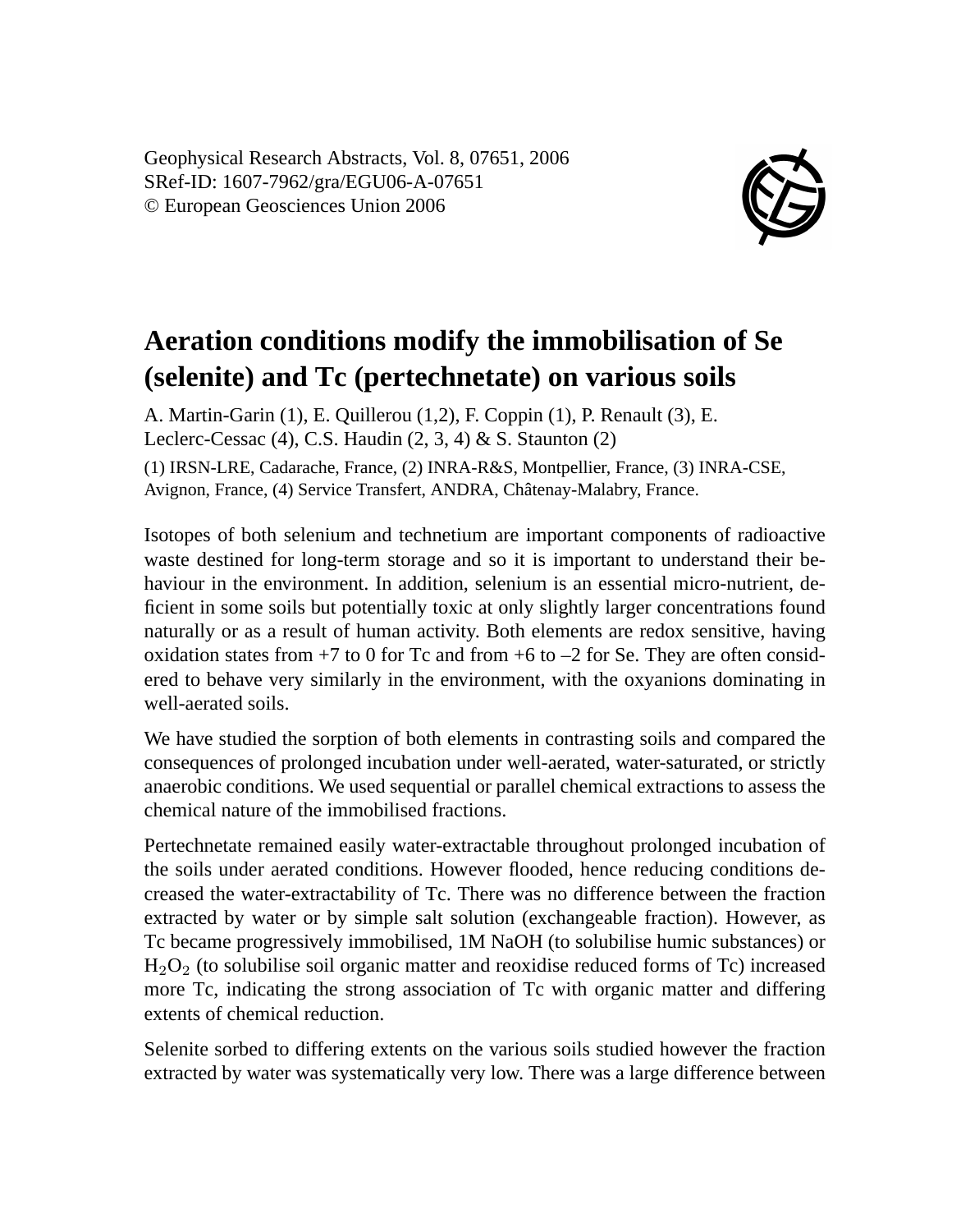Geophysical Research Abstracts, Vol. 8, 07651, 2006
SRef-ID: 1607-7962/gra/EGU06-A-07651
© European Geosciences Union 2006

# Aeration conditions modify the immobilisation of Se (selenite) and Tc (pertechnetate) on various soils

A. Martin-Garin (1), E. Quillerou (1,2), F. Coppin (1), P. Renault (3), E. Leclerc-Cessac (4), C.S. Haudin (2, 3, 4) & S. Staunton (2)

(1) IRSN-LRE, Cadarache, France, (2) INRA-R&S, Montpellier, France, (3) INRA-CSE, Avignon, France, (4) Service Transfert, ANDRA, Châtenay-Malabry, France.

Isotopes of both selenium and technetium are important components of radioactive waste destined for long-term storage and so it is important to understand their behaviour in the environment. In addition, selenium is an essential micro-nutrient, deficient in some soils but potentially toxic at only slightly larger concentrations found naturally or as a result of human activity. Both elements are redox sensitive, having oxidation states from +7 to 0 for Tc and from +6 to –2 for Se. They are often considered to behave very similarly in the environment, with the oxyanions dominating in well-aerated soils.

We have studied the sorption of both elements in contrasting soils and compared the consequences of prolonged incubation under well-aerated, water-saturated, or strictly anaerobic conditions. We used sequential or parallel chemical extractions to assess the chemical nature of the immobilised fractions.

Pertechnetate remained easily water-extractable throughout prolonged incubation of the soils under aerated conditions. However flooded, hence reducing conditions decreased the water-extractability of Tc. There was no difference between the fraction extracted by water or by simple salt solution (exchangeable fraction). However, as Tc became progressively immobilised, 1M NaOH (to solubilise humic substances) or $H_2O_2$ (to solubilise soil organic matter and reoxidise reduced forms of Tc) increased more Tc, indicating the strong association of Tc with organic matter and differing extents of chemical reduction.

Selenite sorbed to differing extents on the various soils studied however the fraction extracted by water was systematically very low. There was a large difference between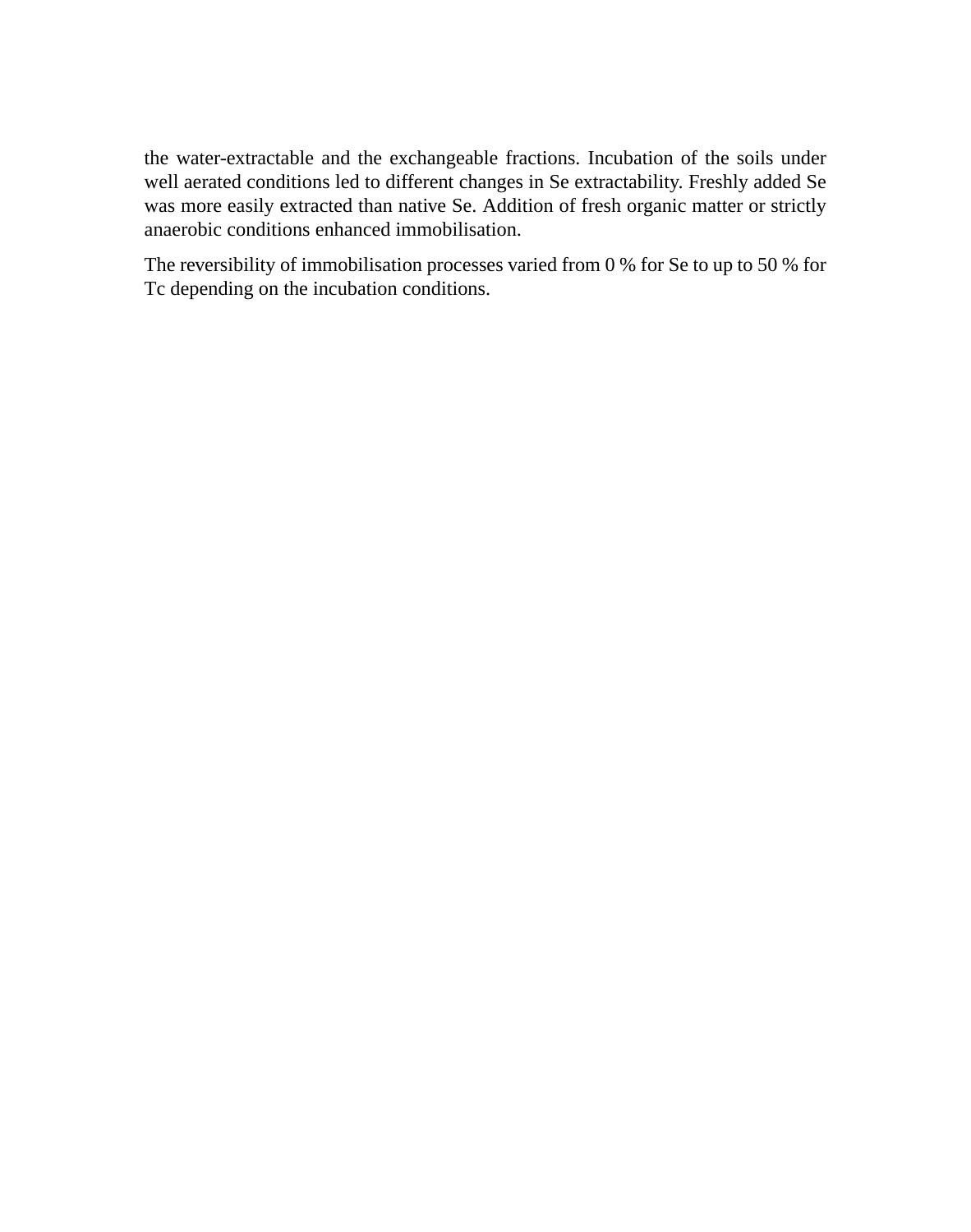the water-extractable and the exchangeable fractions. Incubation of the soils under well aerated conditions led to different changes in Se extractability. Freshly added Se was more easily extracted than native Se. Addition of fresh organic matter or strictly anaerobic conditions enhanced immobilisation.

The reversibility of immobilisation processes varied from 0 % for Se to up to 50 % for Tc depending on the incubation conditions.